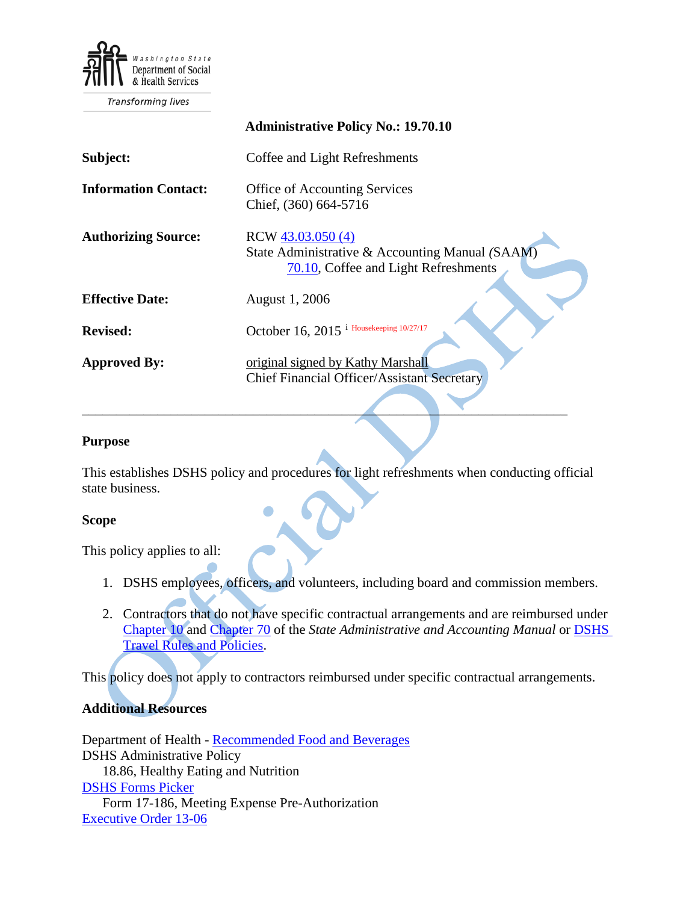Washington State Department of Social & Health Services

Transforming lives

**Administrative Policy No.: 19.70.10**

| | |
|---|---|
| **Subject:** | Coffee and Light Refreshments |
| **Information Contact:** | Office of Accounting Services<br>Chief, (360) 664-5716 |
| **Authorizing Source:** | RCW 43.03.050 (4)<br>State Administrative & Accounting Manual *(*SAAM)<br>70.10, Coffee and Light Refreshments |
| **Effective Date:** | August 1, 2006 |
| **Revised:** | October 16, 2015 [i] Housekeeping 10/27/17 |
| **Approved By:** | original signed by Kathy Marshall<br>Chief Financial Officer/Assistant Secretary |

---

## Purpose

This establishes DSHS policy and procedures for light refreshments when conducting official state business.

## Scope

This policy applies to all:

1. DSHS employees, officers, and volunteers, including board and commission members.
2. Contractors that do not have specific contractual arrangements and are reimbursed under Chapter 10 and Chapter 70 of the *State Administrative and Accounting Manual* or DSHS Travel Rules and Policies.

This policy does not apply to contractors reimbursed under specific contractual arrangements.

## Additional Resources

Department of Health - Recommended Food and Beverages
DSHS Administrative Policy
    18.86, Healthy Eating and Nutrition
DSHS Forms Picker
    Form 17-186, Meeting Expense Pre-Authorization
Executive Order 13-06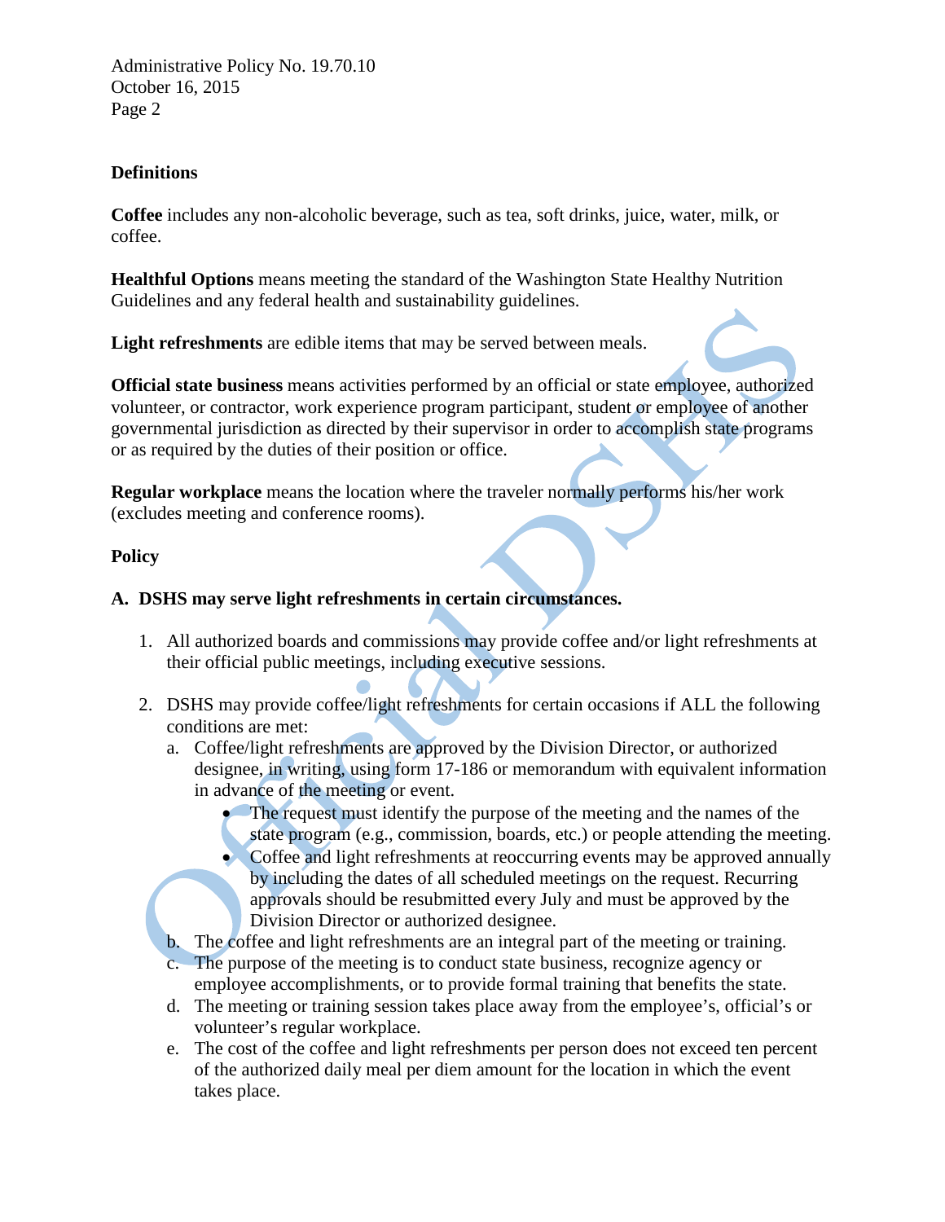**Definitions**

**Coffee** includes any non-alcoholic beverage, such as tea, soft drinks, juice, water, milk, or coffee.

**Healthful Options** means meeting the standard of the Washington State Healthy Nutrition Guidelines and any federal health and sustainability guidelines.

**Light refreshments** are edible items that may be served between meals.

**Official state business** means activities performed by an official or state employee, authorized volunteer, or contractor, work experience program participant, student or employee of another governmental jurisdiction as directed by their supervisor in order to accomplish state programs or as required by the duties of their position or office.

**Regular workplace** means the location where the traveler normally performs his/her work (excludes meeting and conference rooms).

**Policy**

**A. DSHS may serve light refreshments in certain circumstances.**

1. All authorized boards and commissions may provide coffee and/or light refreshments at their official public meetings, including executive sessions.

2. DSHS may provide coffee/light refreshments for certain occasions if ALL the following conditions are met:
   a. Coffee/light refreshments are approved by the Division Director, or authorized designee, in writing, using form 17-186 or memorandum with equivalent information in advance of the meeting or event.
      - The request must identify the purpose of the meeting and the names of the state program (e.g., commission, boards, etc.) or people attending the meeting.
      - Coffee and light refreshments at reoccurring events may be approved annually by including the dates of all scheduled meetings on the request. Recurring approvals should be resubmitted every July and must be approved by the Division Director or authorized designee.

   b. The coffee and light refreshments are an integral part of the meeting or training.
   c. The purpose of the meeting is to conduct state business, recognize agency or employee accomplishments, or to provide formal training that benefits the state.
   d. The meeting or training session takes place away from the employee's, official's or volunteer's regular workplace.
   e. The cost of the coffee and light refreshments per person does not exceed ten percent of the authorized daily meal per diem amount for the location in which the event takes place.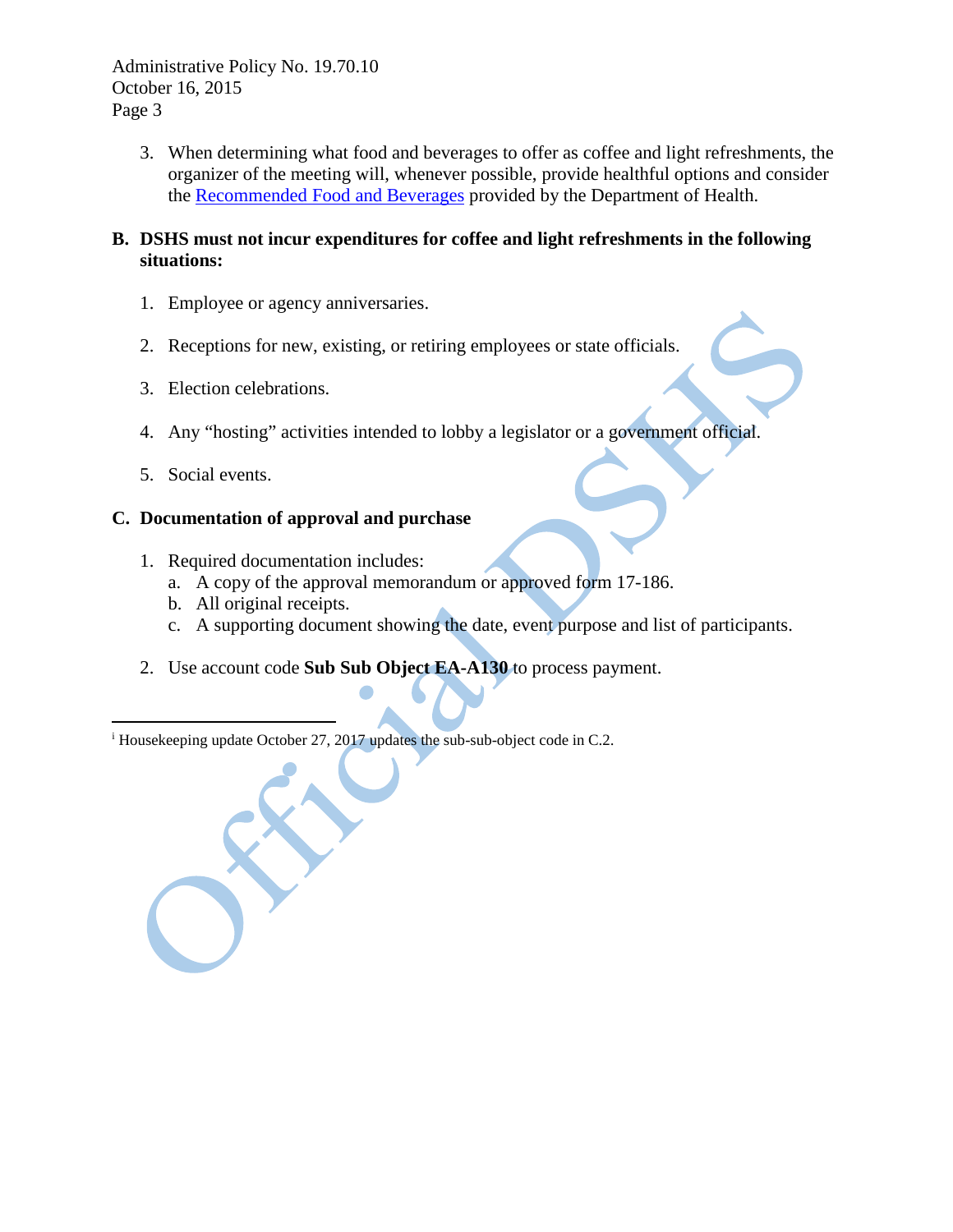3. When determining what food and beverages to offer as coffee and light refreshments, the organizer of the meeting will, whenever possible, provide healthful options and consider the Recommended Food and Beverages provided by the Department of Health.

**B. DSHS must not incur expenditures for coffee and light refreshments in the following situations:**

1. Employee or agency anniversaries.
2. Receptions for new, existing, or retiring employees or state officials.
3. Election celebrations.
4. Any "hosting" activities intended to lobby a legislator or a government official.
5. Social events.

**C. Documentation of approval and purchase**

1. Required documentation includes:
   a. A copy of the approval memorandum or approved form 17-186.
   b. All original receipts.
   c. A supporting document showing the date, event purpose and list of participants.
2. Use account code **Sub Sub Object EA-A130** to process payment.

---

[i] Housekeeping update October 27, 2017 updates the sub-sub-object code in C.2.